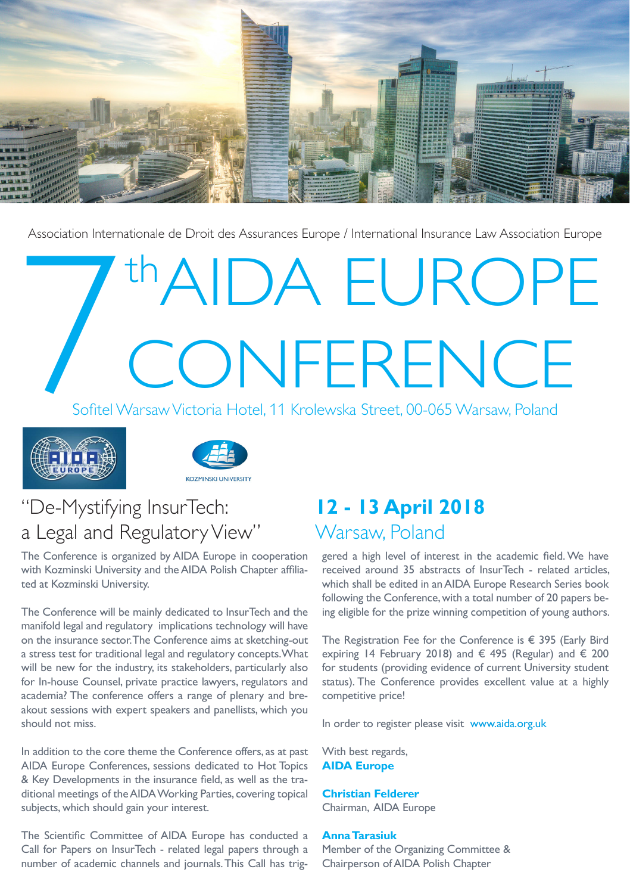Association Internationale de Droit des Assurances Europe / International Insurance Law Association Europe

# 7th AIDA EUROPE CONFERENCE

Sofitel Warsaw Victoria Hotel, 11 Krolewska Street, 00-065 Warsaw, Poland

KOZMINSKI UNIVERSITY

## "De-Mystifying InsurTech: a Legal and Regulatory View"

## 12 - 13 April 2018

### Warsaw, Poland

The Conference is organized by AIDA Europe in cooperation with Kozminski University and the AIDA Polish Chapter affiliated at Kozminski University.

The Conference will be mainly dedicated to InsurTech and the manifold legal and regulatory implications technology will have on the insurance sector. The Conference aims at sketching-out a stress test for traditional legal and regulatory concepts. What will be new for the industry, its stakeholders, particularly also for In-house Counsel, private practice lawyers, regulators and academia? The conference offers a range of plenary and breakout sessions with expert speakers and panellists, which you should not miss.

In addition to the core theme the Conference offers, as at past AIDA Europe Conferences, sessions dedicated to Hot Topics & Key Developments in the insurance field, as well as the traditional meetings of the AIDA Working Parties, covering topical subjects, which should gain your interest.

The Scientific Committee of AIDA Europe has conducted a Call for Papers on InsurTech - related legal papers through a number of academic channels and journals. This Call has triggered a high level of interest in the academic field. We have received around 35 abstracts of InsurTech - related articles, which shall be edited in an AIDA Europe Research Series book following the Conference, with a total number of 20 papers being eligible for the prize winning competition of young authors.

The Registration Fee for the Conference is € 395 (Early Bird expiring 14 February 2018) and € 495 (Regular) and € 200 for students (providing evidence of current University student status). The Conference provides excellent value at a highly competitive price!

In order to register please visit www.aida.org.uk

With best regards,
**AIDA Europe**

**Christian Felderer**
Chairman, AIDA Europe

**Anna Tarasiuk**
Member of the Organizing Committee & Chairperson of AIDA Polish Chapter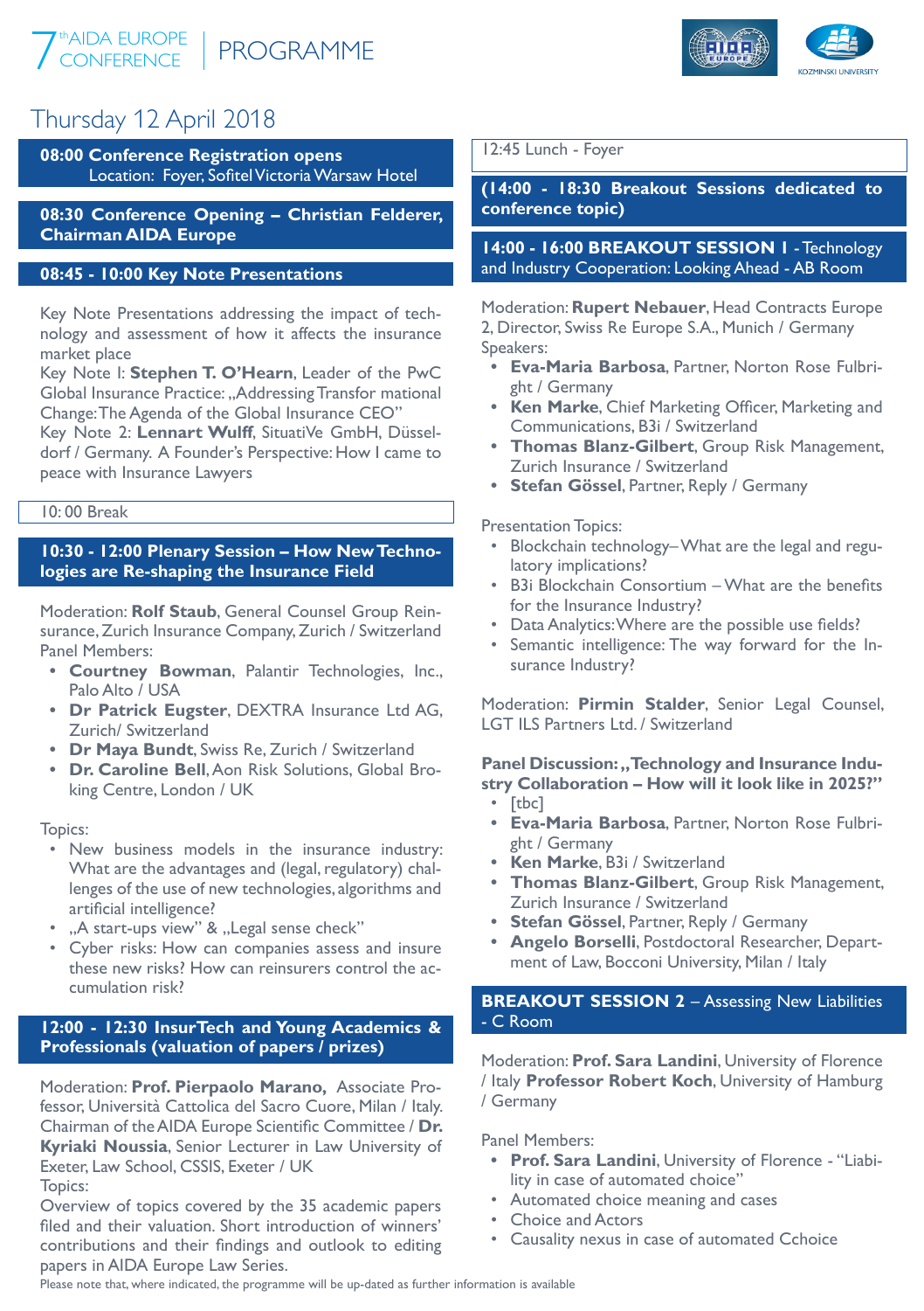# 7th AIDA EUROPE CONFERENCE | PROGRAMME

## Thursday 12 April 2018

**08:00 Conference Registration opens**
Location: Foyer, Sofitel Victoria Warsaw Hotel

**08:30 Conference Opening – Christian Felderer, Chairman AIDA Europe**

### 08:45 - 10:00 Key Note Presentations

Key Note Presentations addressing the impact of technology and assessment of how it affects the insurance market place

Key Note I: **Stephen T. O'Hearn**, Leader of the PwC Global Insurance Practice: „Addressing Transfor mational Change: The Agenda of the Global Insurance CEO"

Key Note 2: **Lennart Wulff**, SituatiVe GmbH, Düsseldorf / Germany. A Founder's Perspective: How I came to peace with Insurance Lawyers

10: 00 Break

### 10:30 - 12:00 Plenary Session – How New Technologies are Re-shaping the Insurance Field

Moderation: **Rolf Staub**, General Counsel Group Reinsurance, Zurich Insurance Company, Zurich / Switzerland

Panel Members:

- **Courtney Bowman**, Palantir Technologies, Inc., Palo Alto / USA
- **Dr Patrick Eugster**, DEXTRA Insurance Ltd AG, Zurich/ Switzerland
- **Dr Maya Bundt**, Swiss Re, Zurich / Switzerland
- **Dr. Caroline Bell**, Aon Risk Solutions, Global Broking Centre, London / UK

Topics:

- New business models in the insurance industry: What are the advantages and (legal, regulatory) challenges of the use of new technologies, algorithms and artificial intelligence?
- „A start-ups view" & „Legal sense check"
- Cyber risks: How can companies assess and insure these new risks? How can reinsurers control the accumulation risk?

### 12:00 - 12:30 InsurTech and Young Academics & Professionals (valuation of papers / prizes)

Moderation: **Prof. Pierpaolo Marano,** Associate Professor, Università Cattolica del Sacro Cuore, Milan / Italy. Chairman of the AIDA Europe Scientific Committee / **Dr. Kyriaki Noussia**, Senior Lecturer in Law University of Exeter, Law School, CSSIS, Exeter / UK

Topics:

Overview of topics covered by the 35 academic papers filed and their valuation. Short introduction of winners' contributions and their findings and outlook to editing papers in AIDA Europe Law Series.

12:45 Lunch - Foyer

**(14:00 - 18:30 Breakout Sessions dedicated to conference topic)**

### 14:00 - 16:00 BREAKOUT SESSION 1 - Technology and Industry Cooperation: Looking Ahead - AB Room

Moderation: **Rupert Nebauer**, Head Contracts Europe 2, Director, Swiss Re Europe S.A., Munich / Germany

Speakers:

- **Eva-Maria Barbosa**, Partner, Norton Rose Fulbright / Germany
- **Ken Marke**, Chief Marketing Officer, Marketing and Communications, B3i / Switzerland
- **Thomas Blanz-Gilbert**, Group Risk Management, Zurich Insurance / Switzerland
- **Stefan Gössel**, Partner, Reply / Germany

Presentation Topics:

- Blockchain technology– What are the legal and regulatory implications?
- B3i Blockchain Consortium – What are the benefits for the Insurance Industry?
- Data Analytics: Where are the possible use fields?
- Semantic intelligence: The way forward for the Insurance Industry?

Moderation: **Pirmin Stalder**, Senior Legal Counsel, LGT ILS Partners Ltd. / Switzerland

**Panel Discussion: „Technology and Insurance Industry Collaboration – How will it look like in 2025?"**

- [tbc]
- **Eva-Maria Barbosa**, Partner, Norton Rose Fulbright / Germany
- **Ken Marke**, B3i / Switzerland
- **Thomas Blanz-Gilbert**, Group Risk Management, Zurich Insurance / Switzerland
- **Stefan Gössel**, Partner, Reply / Germany
- **Angelo Borselli**, Postdoctoral Researcher, Department of Law, Bocconi University, Milan / Italy

### BREAKOUT SESSION 2 – Assessing New Liabilities - C Room

Moderation: **Prof. Sara Landini**, University of Florence / Italy **Professor Robert Koch**, University of Hamburg / Germany

Panel Members:

- **Prof. Sara Landini**, University of Florence - "Liability in case of automated choice"
- Automated choice meaning and cases
- Choice and Actors
- Causality nexus in case of automated Cchoice

Please note that, where indicated, the programme will be up-dated as further information is available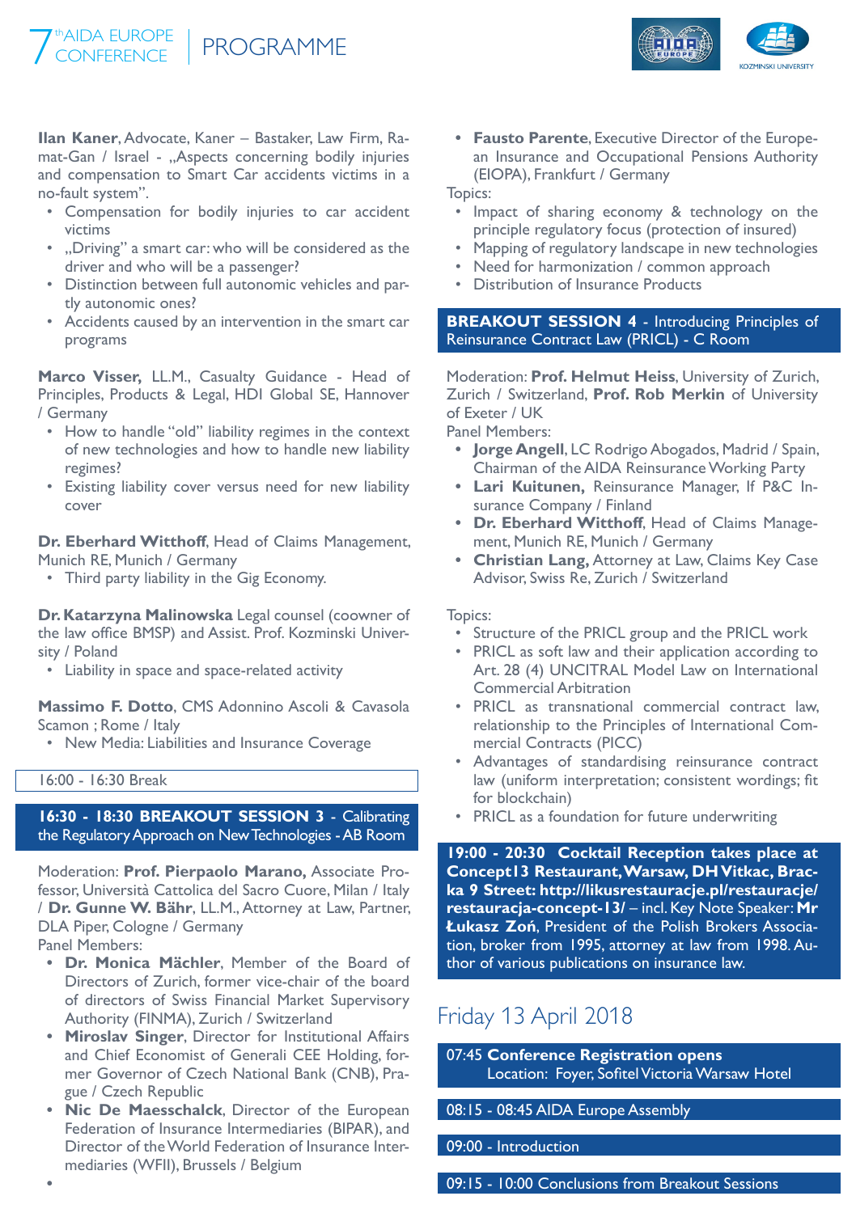**Ilan Kaner**, Advocate, Kaner – Bastaker, Law Firm, Ramat-Gan / Israel - „Aspects concerning bodily injuries and compensation to Smart Car accidents victims in a no-fault system".

- Compensation for bodily injuries to car accident victims
- „Driving" a smart car: who will be considered as the driver and who will be a passenger?
- Distinction between full autonomic vehicles and partly autonomic ones?
- Accidents caused by an intervention in the smart car programs

**Marco Visser,** LL.M., Casualty Guidance - Head of Principles, Products & Legal, HDI Global SE, Hannover / Germany

- How to handle "old" liability regimes in the context of new technologies and how to handle new liability regimes?
- Existing liability cover versus need for new liability cover

**Dr. Eberhard Witthoff**, Head of Claims Management, Munich RE, Munich / Germany

- Third party liability in the Gig Economy.

**Dr. Katarzyna Malinowska** Legal counsel (coowner of the law office BMSP) and Assist. Prof. Kozminski University / Poland

- Liability in space and space-related activity

**Massimo F. Dotto**, CMS Adonnino Ascoli & Cavasola Scamon ; Rome / Italy

- New Media: Liabilities and Insurance Coverage

16:00 - 16:30 Break

## 16:30 - 18:30 BREAKOUT SESSION 3 - Calibrating the Regulatory Approach on New Technologies - AB Room

Moderation: **Prof. Pierpaolo Marano,** Associate Professor, Università Cattolica del Sacro Cuore, Milan / Italy / **Dr. Gunne W. Bähr**, LL.M., Attorney at Law, Partner, DLA Piper, Cologne / Germany

Panel Members:

- **Dr. Monica Mächler**, Member of the Board of Directors of Zurich, former vice-chair of the board of directors of Swiss Financial Market Supervisory Authority (FINMA), Zurich / Switzerland
- **Miroslav Singer**, Director for Institutional Affairs and Chief Economist of Generali CEE Holding, former Governor of Czech National Bank (CNB), Prague / Czech Republic
- **Nic De Maesschalck**, Director of the European Federation of Insurance Intermediaries (BIPAR), and Director of the World Federation of Insurance Intermediaries (WFII), Brussels / Belgium
- **Fausto Parente**, Executive Director of the European Insurance and Occupational Pensions Authority (EIOPA), Frankfurt / Germany

Topics:

- Impact of sharing economy & technology on the principle regulatory focus (protection of insured)
- Mapping of regulatory landscape in new technologies
- Need for harmonization / common approach
- Distribution of Insurance Products

## BREAKOUT SESSION 4 - Introducing Principles of Reinsurance Contract Law (PRICL) - C Room

Moderation: **Prof. Helmut Heiss**, University of Zurich, Zurich / Switzerland, **Prof. Rob Merkin** of University of Exeter / UK

Panel Members:

- **Jorge Angell**, LC Rodrigo Abogados, Madrid / Spain, Chairman of the AIDA Reinsurance Working Party
- **Lari Kuitunen,** Reinsurance Manager, If P&C Insurance Company / Finland
- **Dr. Eberhard Witthoff**, Head of Claims Management, Munich RE, Munich / Germany
- **Christian Lang,** Attorney at Law, Claims Key Case Advisor, Swiss Re, Zurich / Switzerland

Topics:

- Structure of the PRICL group and the PRICL work
- PRICL as soft law and their application according to Art. 28 (4) UNCITRAL Model Law on International Commercial Arbitration
- PRICL as transnational commercial contract law, relationship to the Principles of International Commercial Contracts (PICC)
- Advantages of standardising reinsurance contract law (uniform interpretation; consistent wordings; fit for blockchain)
- PRICL as a foundation for future underwriting

**19:00 - 20:30 Cocktail Reception takes place at Concept13 Restaurant, Warsaw, DH Vitkac, Bracka 9 Street: http://likusrestauracje.pl/restauracje/restauracja-concept-13/** – incl. Key Note Speaker: **Mr Łukasz Zoń**, President of the Polish Brokers Association, broker from 1995, attorney at law from 1998. Author of various publications on insurance law.

# Friday 13 April 2018

07:45 **Conference Registration opens**
Location: Foyer, Sofitel Victoria Warsaw Hotel

08:15 - 08:45 AIDA Europe Assembly

09:00 - Introduction

09:15 - 10:00 Conclusions from Breakout Sessions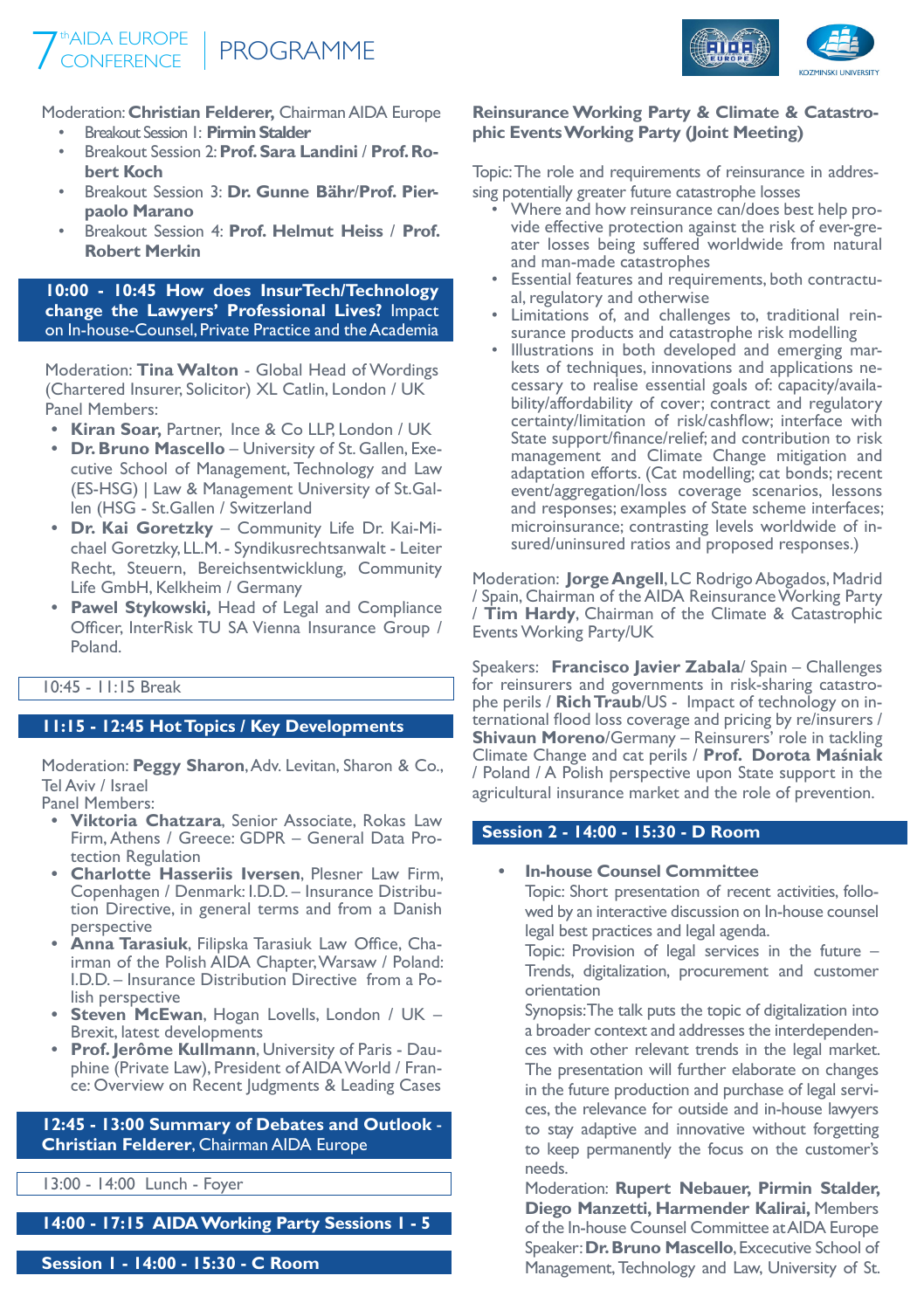Moderation: **Christian Felderer,** Chairman AIDA Europe

- Breakout Session 1: **Pirmin Stalder**
- Breakout Session 2: **Prof. Sara Landini** / **Prof. Robert Koch**
- Breakout Session 3: **Dr. Gunne Bähr**/**Prof. Pierpaolo Marano**
- Breakout Session 4: **Prof. Helmut Heiss** / **Prof. Robert Merkin**

**10:00 - 10:45 How does InsurTech/Technology change the Lawyers' Professional Lives?** Impact on In-house-Counsel, Private Practice and the Academia

Moderation: **Tina Walton** - Global Head of Wordings (Chartered Insurer, Solicitor) XL Catlin, London / UK

Panel Members:

- **Kiran Soar,** Partner, Ince & Co LLP, London / UK
- **Dr. Bruno Mascello** – University of St. Gallen, Executive School of Management, Technology and Law (ES-HSG) | Law & Management University of St.Gallen (HSG - St.Gallen / Switzerland
- **Dr. Kai Goretzky** – Community Life Dr. Kai-Michael Goretzky, LL.M. - Syndikusrechtsanwalt - Leiter Recht, Steuern, Bereichsentwicklung, Community Life GmbH, Kelkheim / Germany
- **Pawel Stykowski,** Head of Legal and Compliance Officer, InterRisk TU SA Vienna Insurance Group / Poland.

10:45 - 11:15 Break

**11:15 - 12:45 Hot Topics / Key Developments**

Moderation: **Peggy Sharon**, Adv. Levitan, Sharon & Co., Tel Aviv / Israel

Panel Members:

- **Viktoria Chatzara**, Senior Associate, Rokas Law Firm, Athens / Greece: GDPR – General Data Protection Regulation
- **Charlotte Hasseriis Iversen**, Plesner Law Firm, Copenhagen / Denmark: I.D.D. – Insurance Distribution Directive, in general terms and from a Danish perspective
- **Anna Tarasiuk**, Filipska Tarasiuk Law Office, Chairman of the Polish AIDA Chapter, Warsaw / Poland: I.D.D. – Insurance Distribution Directive from a Polish perspective
- **Steven McEwan**, Hogan Lovells, London / UK – Brexit, latest developments
- **Prof. Jerôme Kullmann**, University of Paris - Dauphine (Private Law), President of AIDA World / France: Overview on Recent Judgments & Leading Cases

**12:45 - 13:00 Summary of Debates and Outlook - Christian Felderer**, Chairman AIDA Europe

13:00 - 14:00 Lunch - Foyer

**14:00 - 17:15 AIDA Working Party Sessions 1 - 5**

**Session 1 - 14:00 - 15:30 - C Room**

**Reinsurance Working Party & Climate & Catastrophic Events Working Party (Joint Meeting)**

Topic: The role and requirements of reinsurance in addressing potentially greater future catastrophe losses

- Where and how reinsurance can/does best help provide effective protection against the risk of ever-greater losses being suffered worldwide from natural and man-made catastrophes
- Essential features and requirements, both contractual, regulatory and otherwise
- Limitations of, and challenges to, traditional reinsurance products and catastrophe risk modelling
- Illustrations in both developed and emerging markets of techniques, innovations and applications necessary to realise essential goals of: capacity/availability/affordability of cover; contract and regulatory certainty/limitation of risk/cashflow; interface with State support/finance/relief; and contribution to risk management and Climate Change mitigation and adaptation efforts. (Cat modelling; cat bonds; recent event/aggregation/loss coverage scenarios, lessons and responses; examples of State scheme interfaces; microinsurance; contrasting levels worldwide of insured/uninsured ratios and proposed responses.)

Moderation: **Jorge Angell**, LC Rodrigo Abogados, Madrid / Spain, Chairman of the AIDA Reinsurance Working Party / **Tim Hardy**, Chairman of the Climate & Catastrophic Events Working Party/UK

Speakers: **Francisco Javier Zabala**/ Spain – Challenges for reinsurers and governments in risk-sharing catastrophe perils / **Rich Traub**/US - Impact of technology on international flood loss coverage and pricing by re/insurers / **Shivaun Moreno**/Germany – Reinsurers' role in tackling Climate Change and cat perils / **Prof. Dorota Maśniak** / Poland / A Polish perspective upon State support in the agricultural insurance market and the role of prevention.

**Session 2 - 14:00 - 15:30 - D Room**

- **In-house Counsel Committee**

  Topic: Short presentation of recent activities, followed by an interactive discussion on In-house counsel legal best practices and legal agenda.

  Topic: Provision of legal services in the future – Trends, digitalization, procurement and customer orientation

  Synopsis: The talk puts the topic of digitalization into a broader context and addresses the interdependences with other relevant trends in the legal market. The presentation will further elaborate on changes in the future production and purchase of legal services, the relevance for outside and in-house lawyers to stay adaptive and innovative without forgetting to keep permanently the focus on the customer's needs.

  Moderation: **Rupert Nebauer, Pirmin Stalder, Diego Manzetti, Harmender Kalirai,** Members of the In-house Counsel Committee at AIDA Europe

  Speaker: **Dr. Bruno Mascello**, Excecutive School of Management, Technology and Law, University of St.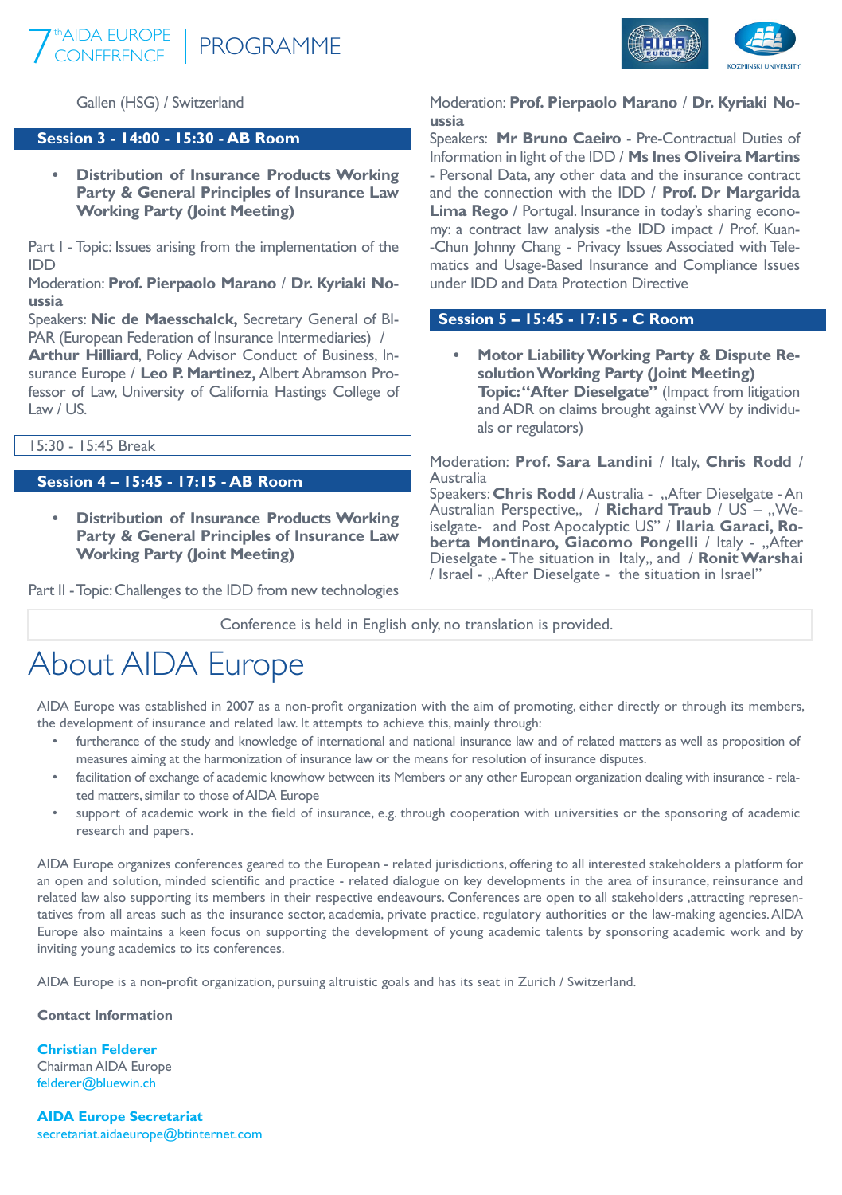Gallen (HSG) / Switzerland

**Session 3 - 14:00 - 15:30 - AB Room**

- **Distribution of Insurance Products Working Party & General Principles of Insurance Law Working Party (Joint Meeting)**

Part I - Topic: Issues arising from the implementation of the IDD
Moderation: **Prof. Pierpaolo Marano** / **Dr. Kyriaki Noussia**
Speakers: **Nic de Maesschalck,** Secretary General of BIPAR (European Federation of Insurance Intermediaries) / **Arthur Hilliard**, Policy Advisor Conduct of Business, Insurance Europe / **Leo P. Martinez,** Albert Abramson Professor of Law, University of California Hastings College of Law / US.

15:30 - 15:45 Break

**Session 4 – 15:45 - 17:15 - AB Room**

- **Distribution of Insurance Products Working Party & General Principles of Insurance Law Working Party (Joint Meeting)**

Part II - Topic: Challenges to the IDD from new technologies

Moderation: **Prof. Pierpaolo Marano** / **Dr. Kyriaki Noussia**
Speakers: **Mr Bruno Caeiro** - Pre-Contractual Duties of Information in light of the IDD / **Ms Ines Oliveira Martins** - Personal Data, any other data and the insurance contract and the connection with the IDD / **Prof. Dr Margarida Lima Rego** / Portugal. Insurance in today's sharing economy: a contract law analysis -the IDD impact / Prof. Kuan-Chun Johnny Chang - Privacy Issues Associated with Telematics and Usage-Based Insurance and Compliance Issues under IDD and Data Protection Directive

**Session 5 – 15:45 - 17:15 - C Room**

- **Motor Liability Working Party & Dispute Resolution Working Party (Joint Meeting)**
  **Topic: "After Dieselgate"** (Impact from litigation and ADR on claims brought against VW by individuals or regulators)

Moderation: **Prof. Sara Landini** / Italy, **Chris Rodd** / Australia
Speakers: **Chris Rodd** / Australia - „After Dieselgate - An Australian Perspective„ / **Richard Traub** / US – „Weiselgate- and Post Apocalyptic US" / **Ilaria Garaci, Roberta Montinaro, Giacomo Pongelli** / Italy - „After Dieselgate - The situation in Italy„ and / **Ronit Warshai** / Israel - „After Dieselgate - the situation in Israel"

Conference is held in English only, no translation is provided.

# About AIDA Europe

AIDA Europe was established in 2007 as a non-profit organization with the aim of promoting, either directly or through its members, the development of insurance and related law. It attempts to achieve this, mainly through:

- furtherance of the study and knowledge of international and national insurance law and of related matters as well as proposition of measures aiming at the harmonization of insurance law or the means for resolution of insurance disputes.
- facilitation of exchange of academic knowhow between its Members or any other European organization dealing with insurance - related matters, similar to those of AIDA Europe
- support of academic work in the field of insurance, e.g. through cooperation with universities or the sponsoring of academic research and papers.

AIDA Europe organizes conferences geared to the European - related jurisdictions, offering to all interested stakeholders a platform for an open and solution, minded scientific and practice - related dialogue on key developments in the area of insurance, reinsurance and related law also supporting its members in their respective endeavours. Conferences are open to all stakeholders ,attracting representatives from all areas such as the insurance sector, academia, private practice, regulatory authorities or the law-making agencies. AIDA Europe also maintains a keen focus on supporting the development of young academic talents by sponsoring academic work and by inviting young academics to its conferences.

AIDA Europe is a non-profit organization, pursuing altruistic goals and has its seat in Zurich / Switzerland.

**Contact Information**

**Christian Felderer**
Chairman AIDA Europe
felderer@bluewin.ch

**AIDA Europe Secretariat**
secretariat.aidaeurope@btinternet.com